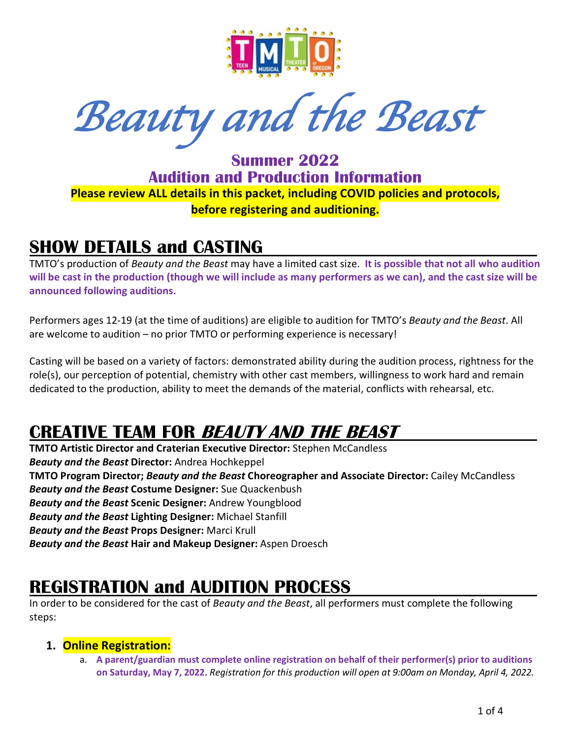# *Beauty and the Beast*

## Summer 2022
## Audition and Production Information

**Please review ALL details in this packet, including COVID policies and protocols, before registering and auditioning.**

## SHOW DETAILS and CASTING

TMTO's production of *Beauty and the Beast* may have a limited cast size. **It is possible that not all who audition will be cast in the production (though we will include as many performers as we can), and the cast size will be announced following auditions.**

Performers ages 12-19 (at the time of auditions) are eligible to audition for TMTO's *Beauty and the Beast*. All are welcome to audition – no prior TMTO or performing experience is necessary!

Casting will be based on a variety of factors: demonstrated ability during the audition process, rightness for the role(s), our perception of potential, chemistry with other cast members, willingness to work hard and remain dedicated to the production, ability to meet the demands of the material, conflicts with rehearsal, etc.

## CREATIVE TEAM FOR *BEAUTY AND THE BEAST*

**TMTO Artistic Director and Craterian Executive Director:** Stephen McCandless
***Beauty and the Beast* Director:** Andrea Hochkeppel
**TMTO Program Director; *Beauty and the Beast* Choreographer and Associate Director:** Cailey McCandless
***Beauty and the Beast* Costume Designer:** Sue Quackenbush
***Beauty and the Beast* Scenic Designer:** Andrew Youngblood
***Beauty and the Beast* Lighting Designer:** Michael Stanfill
***Beauty and the Beast* Props Designer:** Marci Krull
***Beauty and the Beast* Hair and Makeup Designer:** Aspen Droesch

## REGISTRATION and AUDITION PROCESS

In order to be considered for the cast of *Beauty and the Beast*, all performers must complete the following steps:

1. **Online Registration:**
   a. **A parent/guardian must complete online registration on behalf of their performer(s) prior to auditions on Saturday, May 7, 2022.** *Registration for this production will open at 9:00am on Monday, April 4, 2022.*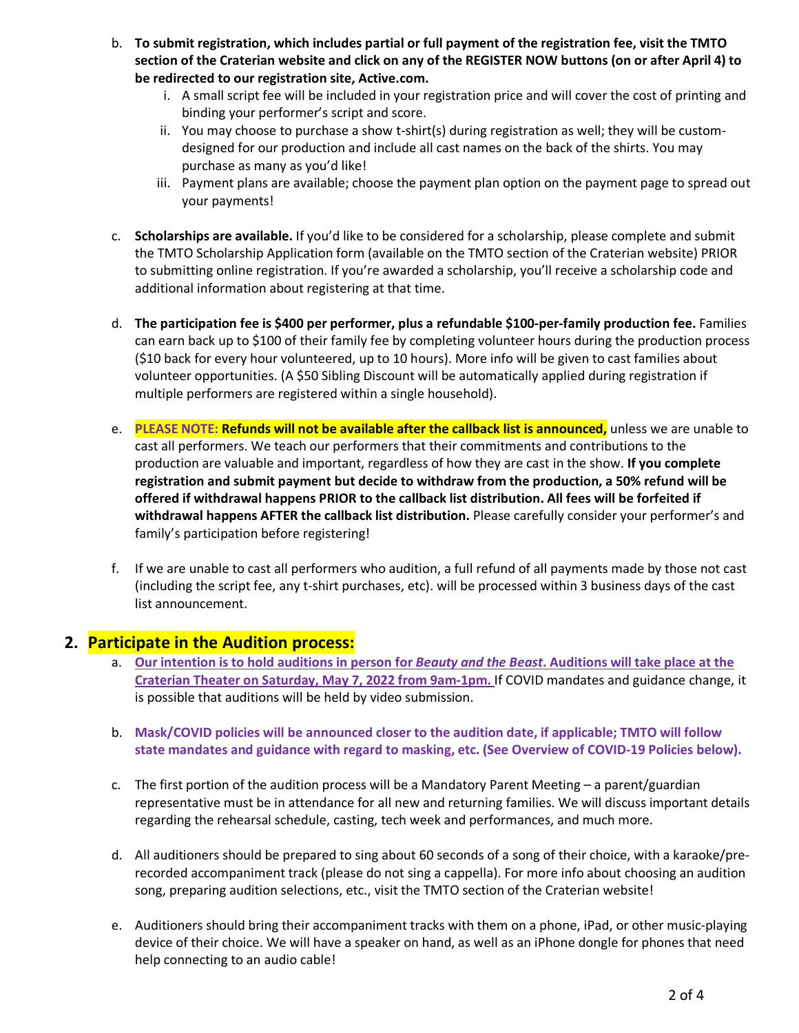b. **To submit registration, which includes partial or full payment of the registration fee, visit the TMTO section of the Craterian website and click on any of the REGISTER NOW buttons (on or after April 4) to be redirected to our registration site, Active.com.**
   i. A small script fee will be included in your registration price and will cover the cost of printing and binding your performer's script and score.
   ii. You may choose to purchase a show t-shirt(s) during registration as well; they will be custom-designed for our production and include all cast names on the back of the shirts. You may purchase as many as you'd like!
   iii. Payment plans are available; choose the payment plan option on the payment page to spread out your payments!

c. **Scholarships are available.** If you'd like to be considered for a scholarship, please complete and submit the TMTO Scholarship Application form (available on the TMTO section of the Craterian website) PRIOR to submitting online registration. If you're awarded a scholarship, you'll receive a scholarship code and additional information about registering at that time.

d. **The participation fee is $400 per performer, plus a refundable $100-per-family production fee.** Families can earn back up to $100 of their family fee by completing volunteer hours during the production process ($10 back for every hour volunteered, up to 10 hours). More info will be given to cast families about volunteer opportunities. (A $50 Sibling Discount will be automatically applied during registration if multiple performers are registered within a single household).

e. **PLEASE NOTE: Refunds will not be available after the callback list is announced,** unless we are unable to cast all performers. We teach our performers that their commitments and contributions to the production are valuable and important, regardless of how they are cast in the show. **If you complete registration and submit payment but decide to withdraw from the production, a 50% refund will be offered if withdrawal happens PRIOR to the callback list distribution. All fees will be forfeited if withdrawal happens AFTER the callback list distribution.** Please carefully consider your performer's and family's participation before registering!

f. If we are unable to cast all performers who audition, a full refund of all payments made by those not cast (including the script fee, any t-shirt purchases, etc). will be processed within 3 business days of the cast list announcement.

## 2. Participate in the Audition process:

a. **Our intention is to hold auditions in person for *Beauty and the Beast*. Auditions will take place at the Craterian Theater on Saturday, May 7, 2022 from 9am-1pm.** If COVID mandates and guidance change, it is possible that auditions will be held by video submission.

b. **Mask/COVID policies will be announced closer to the audition date, if applicable; TMTO will follow state mandates and guidance with regard to masking, etc. (See Overview of COVID-19 Policies below).**

c. The first portion of the audition process will be a Mandatory Parent Meeting – a parent/guardian representative must be in attendance for all new and returning families. We will discuss important details regarding the rehearsal schedule, casting, tech week and performances, and much more.

d. All auditioners should be prepared to sing about 60 seconds of a song of their choice, with a karaoke/pre-recorded accompaniment track (please do not sing a cappella). For more info about choosing an audition song, preparing audition selections, etc., visit the TMTO section of the Craterian website!

e. Auditioners should bring their accompaniment tracks with them on a phone, iPad, or other music-playing device of their choice. We will have a speaker on hand, as well as an iPhone dongle for phones that need help connecting to an audio cable!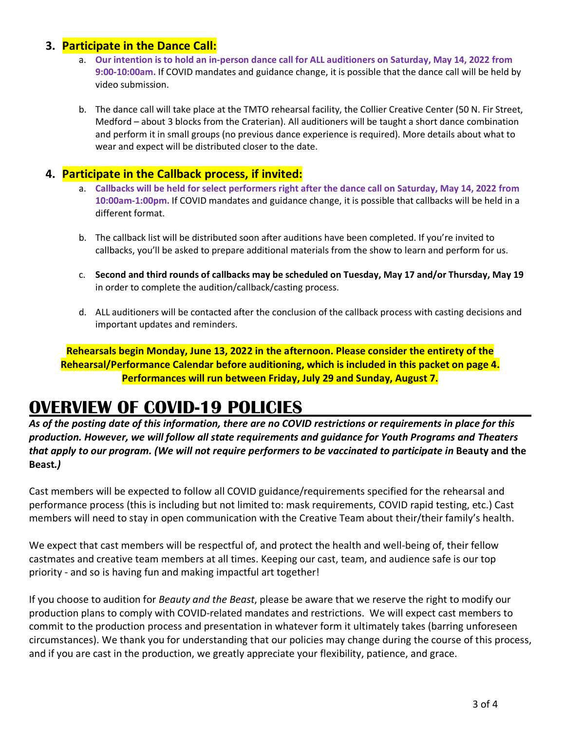### 3. Participate in the Dance Call:

a. **Our intention is to hold an in-person dance call for ALL auditioners on Saturday, May 14, 2022 from 9:00-10:00am.** If COVID mandates and guidance change, it is possible that the dance call will be held by video submission.

b. The dance call will take place at the TMTO rehearsal facility, the Collier Creative Center (50 N. Fir Street, Medford – about 3 blocks from the Craterian). All auditioners will be taught a short dance combination and perform it in small groups (no previous dance experience is required). More details about what to wear and expect will be distributed closer to the date.

### 4. Participate in the Callback process, if invited:

a. **Callbacks will be held for select performers right after the dance call on Saturday, May 14, 2022 from 10:00am-1:00pm.** If COVID mandates and guidance change, it is possible that callbacks will be held in a different format.

b. The callback list will be distributed soon after auditions have been completed. If you're invited to callbacks, you'll be asked to prepare additional materials from the show to learn and perform for us.

c. **Second and third rounds of callbacks may be scheduled on Tuesday, May 17 and/or Thursday, May 19** in order to complete the audition/callback/casting process.

d. ALL auditioners will be contacted after the conclusion of the callback process with casting decisions and important updates and reminders.

**Rehearsals begin Monday, June 13, 2022 in the afternoon. Please consider the entirety of the Rehearsal/Performance Calendar before auditioning, which is included in this packet on page 4. Performances will run between Friday, July 29 and Sunday, August 7.**

# OVERVIEW OF COVID-19 POLICIES

***As of the posting date of this information, there are no COVID restrictions or requirements in place for this production. However, we will follow all state requirements and guidance for Youth Programs and Theaters that apply to our program. (We will not require performers to be vaccinated to participate in* Beauty and the Beast*.)***

Cast members will be expected to follow all COVID guidance/requirements specified for the rehearsal and performance process (this is including but not limited to: mask requirements, COVID rapid testing, etc.) Cast members will need to stay in open communication with the Creative Team about their/their family's health.

We expect that cast members will be respectful of, and protect the health and well-being of, their fellow castmates and creative team members at all times. Keeping our cast, team, and audience safe is our top priority - and so is having fun and making impactful art together!

If you choose to audition for *Beauty and the Beast*, please be aware that we reserve the right to modify our production plans to comply with COVID-related mandates and restrictions. We will expect cast members to commit to the production process and presentation in whatever form it ultimately takes (barring unforeseen circumstances). We thank you for understanding that our policies may change during the course of this process, and if you are cast in the production, we greatly appreciate your flexibility, patience, and grace.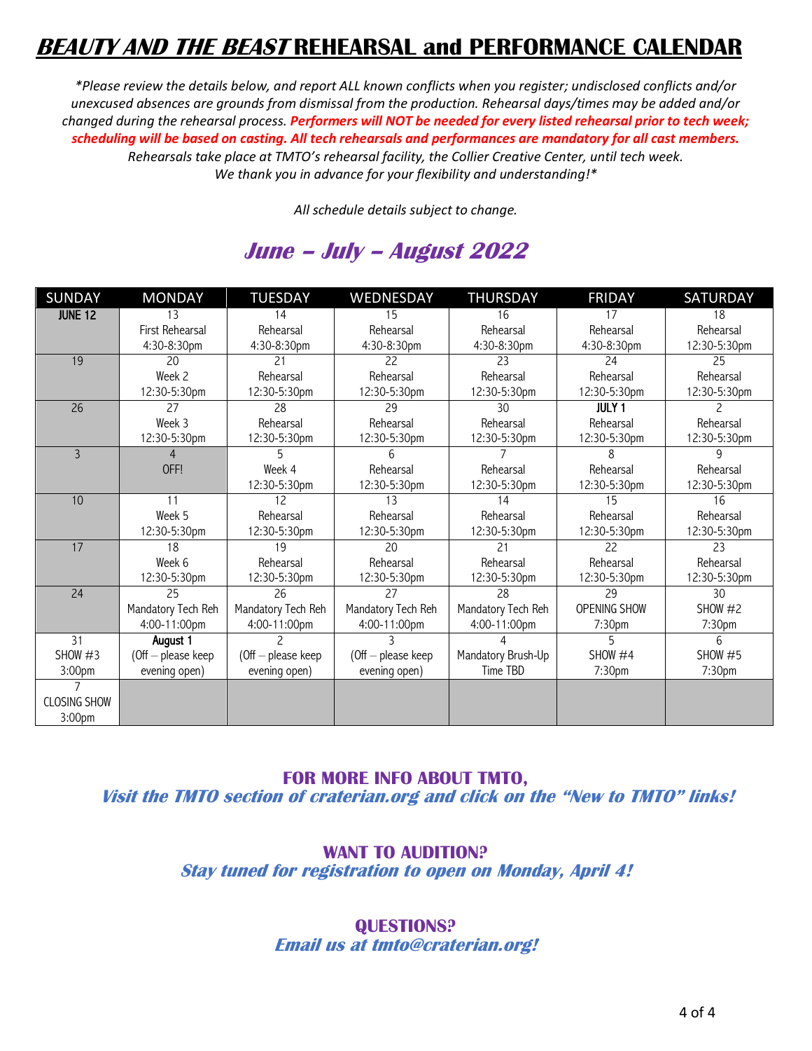# ***BEAUTY AND THE BEAST*** **REHEARSAL and PERFORMANCE CALENDAR**

*\*Please review the details below, and report ALL known conflicts when you register; undisclosed conflicts and/or unexcused absences are grounds from dismissal from the production. Rehearsal days/times may be added and/or changed during the rehearsal process.* ***Performers will NOT be needed for every listed rehearsal prior to tech week; scheduling will be based on casting. All tech rehearsals and performances are mandatory for all cast members.*** *Rehearsals take place at TMTO's rehearsal facility, the Collier Creative Center, until tech week. We thank you in advance for your flexibility and understanding!\**

*All schedule details subject to change.*

## *June – July – August 2022*

| SUNDAY | MONDAY | TUESDAY | WEDNESDAY | THURSDAY | FRIDAY | SATURDAY |
|---|---|---|---|---|---|---|
| **JUNE 12** | 13<br>First Rehearsal<br>4:30-8:30pm | 14<br>Rehearsal<br>4:30-8:30pm | 15<br>Rehearsal<br>4:30-8:30pm | 16<br>Rehearsal<br>4:30-8:30pm | 17<br>Rehearsal<br>4:30-8:30pm | 18<br>Rehearsal<br>12:30-5:30pm |
| 19 | 20<br>Week 2<br>12:30-5:30pm | 21<br>Rehearsal<br>12:30-5:30pm | 22<br>Rehearsal<br>12:30-5:30pm | 23<br>Rehearsal<br>12:30-5:30pm | 24<br>Rehearsal<br>12:30-5:30pm | 25<br>Rehearsal<br>12:30-5:30pm |
| 26 | 27<br>Week 3<br>12:30-5:30pm | 28<br>Rehearsal<br>12:30-5:30pm | 29<br>Rehearsal<br>12:30-5:30pm | 30<br>Rehearsal<br>12:30-5:30pm | **JULY 1**<br>Rehearsal<br>12:30-5:30pm | 2<br>Rehearsal<br>12:30-5:30pm |
| 3 | 4<br>OFF! | 5<br>Week 4<br>12:30-5:30pm | 6<br>Rehearsal<br>12:30-5:30pm | 7<br>Rehearsal<br>12:30-5:30pm | 8<br>Rehearsal<br>12:30-5:30pm | 9<br>Rehearsal<br>12:30-5:30pm |
| 10 | 11<br>Week 5<br>12:30-5:30pm | 12<br>Rehearsal<br>12:30-5:30pm | 13<br>Rehearsal<br>12:30-5:30pm | 14<br>Rehearsal<br>12:30-5:30pm | 15<br>Rehearsal<br>12:30-5:30pm | 16<br>Rehearsal<br>12:30-5:30pm |
| 17 | 18<br>Week 6<br>12:30-5:30pm | 19<br>Rehearsal<br>12:30-5:30pm | 20<br>Rehearsal<br>12:30-5:30pm | 21<br>Rehearsal<br>12:30-5:30pm | 22<br>Rehearsal<br>12:30-5:30pm | 23<br>Rehearsal<br>12:30-5:30pm |
| 24 | 25<br>Mandatory Tech Reh<br>4:00-11:00pm | 26<br>Mandatory Tech Reh<br>4:00-11:00pm | 27<br>Mandatory Tech Reh<br>4:00-11:00pm | 28<br>Mandatory Tech Reh<br>4:00-11:00pm | 29<br>OPENING SHOW<br>7:30pm | 30<br>SHOW #2<br>7:30pm |
| 31<br>SHOW #3<br>3:00pm | **August 1**<br>(Off – please keep evening open) | 2<br>(Off – please keep evening open) | 3<br>(Off – please keep evening open) | 4<br>Mandatory Brush-Up<br>Time TBD | 5<br>SHOW #4<br>7:30pm | 6<br>SHOW #5<br>7:30pm |
| 7<br>CLOSING SHOW<br>3:00pm | | | | | | |

**FOR MORE INFO ABOUT TMTO,**
***Visit the TMTO section of craterian.org and click on the "New to TMTO" links!***

**WANT TO AUDITION?**
***Stay tuned for registration to open on Monday, April 4!***

**QUESTIONS?**
***Email us at tmto@craterian.org!***